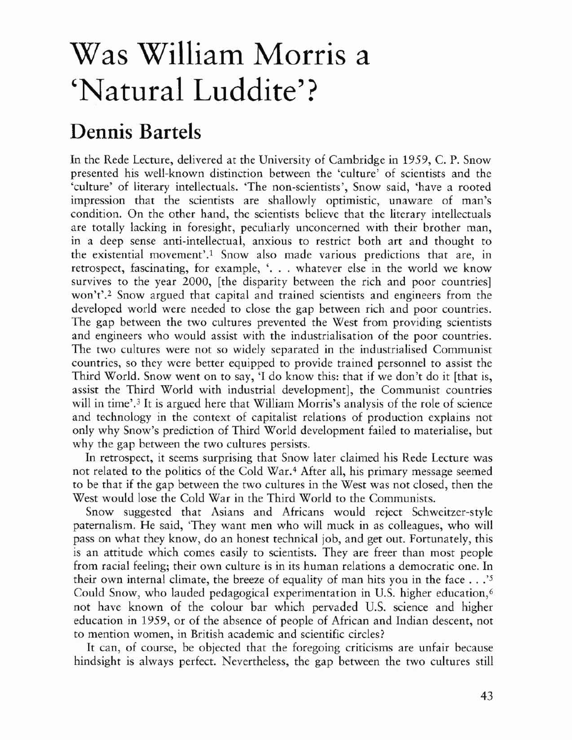# Was William Morris a 'Natural Luddite'?

## Dennis Bartels

In the Rede Lecture, delivered at the University of Cambridge in 1959, C. P. Snow presented his well-known distinction between the 'culture' of scientists and the 'culture' of literary intellectuals. 'The non-scientists', Snow said, 'have a rooted impression that the scientists are shallowly optimistic, unaware of man's condition. On the other hand, the scientists believe that the literary intellectuals are totally lacking in foresight, peculiarly unconcerned with their brother man, in a deep sense anti-intellectual, anxious to restrict both art and thought to the existential movement'.[1] Snow also made various predictions that are, in retrospect, fascinating, for example, '. . . whatever else in the world we know survives to the year 2000, [the disparity between the rich and poor countries] won't'.[2] Snow argued that capital and trained scientists and engineers from the developed world were needed to close the gap between rich and poor countries. The gap between the two cultures prevented the West from providing scientists and engineers who would assist with the industrialisation of the poor countries. The two cultures were not so widely separated in the industrialised Communist countries, so they were better equipped to provide trained personnel to assist the Third World. Snow went on to say, 'I do know this: that if we don't do it [that is, assist the Third World with industrial development], the Communist countries will in time'.[3] It is argued here that William Morris's analysis of the role of science and technology in the context of capitalist relations of production explains not only why Snow's prediction of Third World development failed to materialise, but why the gap between the two cultures persists.

In retrospect, it seems surprising that Snow later claimed his Rede Lecture was not related to the politics of the Cold War.[4] After all, his primary message seemed to be that if the gap between the two cultures in the West was not closed, then the West would lose the Cold War in the Third World to the Communists.

Snow suggested that Asians and Africans would reject Schweitzer-style paternalism. He said, 'They want men who will muck in as colleagues, who will pass on what they know, do an honest technical job, and get out. Fortunately, this is an attitude which comes easily to scientists. They are freer than most people from racial feeling; their own culture is in its human relations a democratic one. In their own internal climate, the breeze of equality of man hits you in the face . . .'[5] Could Snow, who lauded pedagogical experimentation in U.S. higher education,[6] not have known of the colour bar which pervaded U.S. science and higher education in 1959, or of the absence of people of African and Indian descent, not to mention women, in British academic and scientific circles?

It can, of course, be objected that the foregoing criticisms are unfair because hindsight is always perfect. Nevertheless, the gap between the two cultures still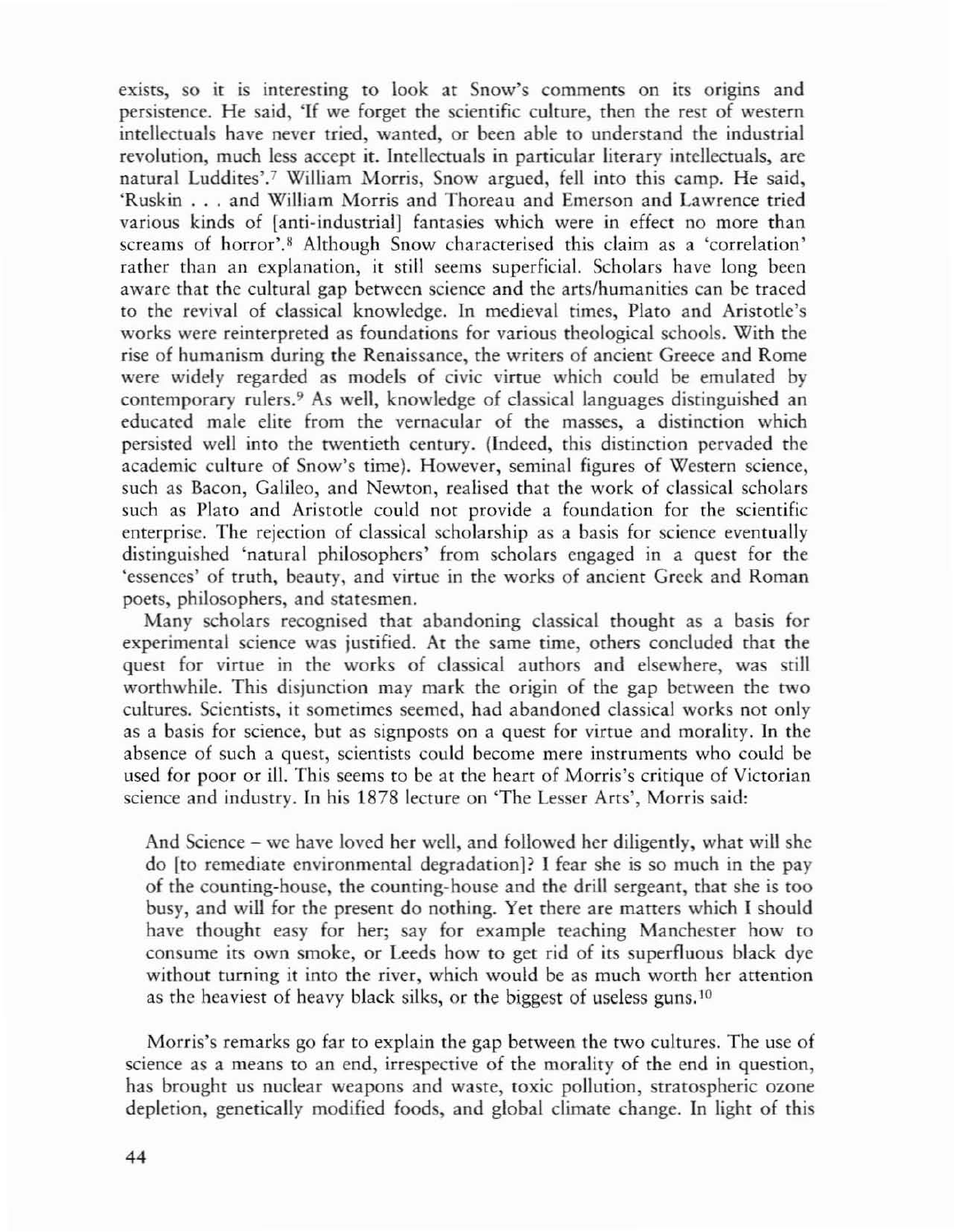exists, so it is interesting to look at Snow's comments on its origins and persistence. He said, 'If we forget the scientific culture, then the rest of western intellectuals have never tried, wanted, or been able to understand the industrial revolution, much less accept it. Intellectuals in particular literary intellectuals, are natural Luddites'.[7] William Morris, Snow argued, fell into this camp. He said, 'Ruskin . . . and William Morris and Thoreau and Emerson and Lawrence tried various kinds of [anti-industrial] fantasies which were in effect no more than screams of horror'.[8] Although Snow characterised this claim as a 'correlation' rather than an explanation, it still seems superficial. Scholars have long been aware that the cultural gap between science and the arts/humanities can be traced to the revival of classical knowledge. In medieval times, Plato and Aristotle's works were reinterpreted as foundations for various theological schools. With the rise of humanism during the Renaissance, the writers of ancient Greece and Rome were widely regarded as models of civic virtue which could be emulated by contemporary rulers.[9] As well, knowledge of classical languages distinguished an educated male elite from the vernacular of the masses, a distinction which persisted well into the twentieth century. (Indeed, this distinction pervaded the academic culture of Snow's time). However, seminal figures of Western science, such as Bacon, Galileo, and Newton, realised that the work of classical scholars such as Plato and Aristotle could not provide a foundation for the scientific enterprise. The rejection of classical scholarship as a basis for science eventually distinguished 'natural philosophers' from scholars engaged in a quest for the 'essences' of truth, beauty, and virtue in the works of ancient Greek and Roman poets, philosophers, and statesmen.

Many scholars recognised that abandoning classical thought as a basis for experimental science was justified. At the same time, others concluded that the quest for virtue in the works of classical authors and elsewhere, was still worthwhile. This disjunction may mark the origin of the gap between the two cultures. Scientists, it sometimes seemed, had abandoned classical works not only as a basis for science, but as signposts on a quest for virtue and morality. In the absence of such a quest, scientists could become mere instruments who could be used for poor or ill. This seems to be at the heart of Morris's critique of Victorian science and industry. In his 1878 lecture on 'The Lesser Arts', Morris said:

> And Science – we have loved her well, and followed her diligently, what will she do [to remediate environmental degradation]? I fear she is so much in the pay of the counting-house, the counting-house and the drill sergeant, that she is too busy, and will for the present do nothing. Yet there are matters which I should have thought easy for her; say for example teaching Manchester how to consume its own smoke, or Leeds how to get rid of its superfluous black dye without turning it into the river, which would be as much worth her attention as the heaviest of heavy black silks, or the biggest of useless guns.[10]

Morris's remarks go far to explain the gap between the two cultures. The use of science as a means to an end, irrespective of the morality of the end in question, has brought us nuclear weapons and waste, toxic pollution, stratospheric ozone depletion, genetically modified foods, and global climate change. In light of this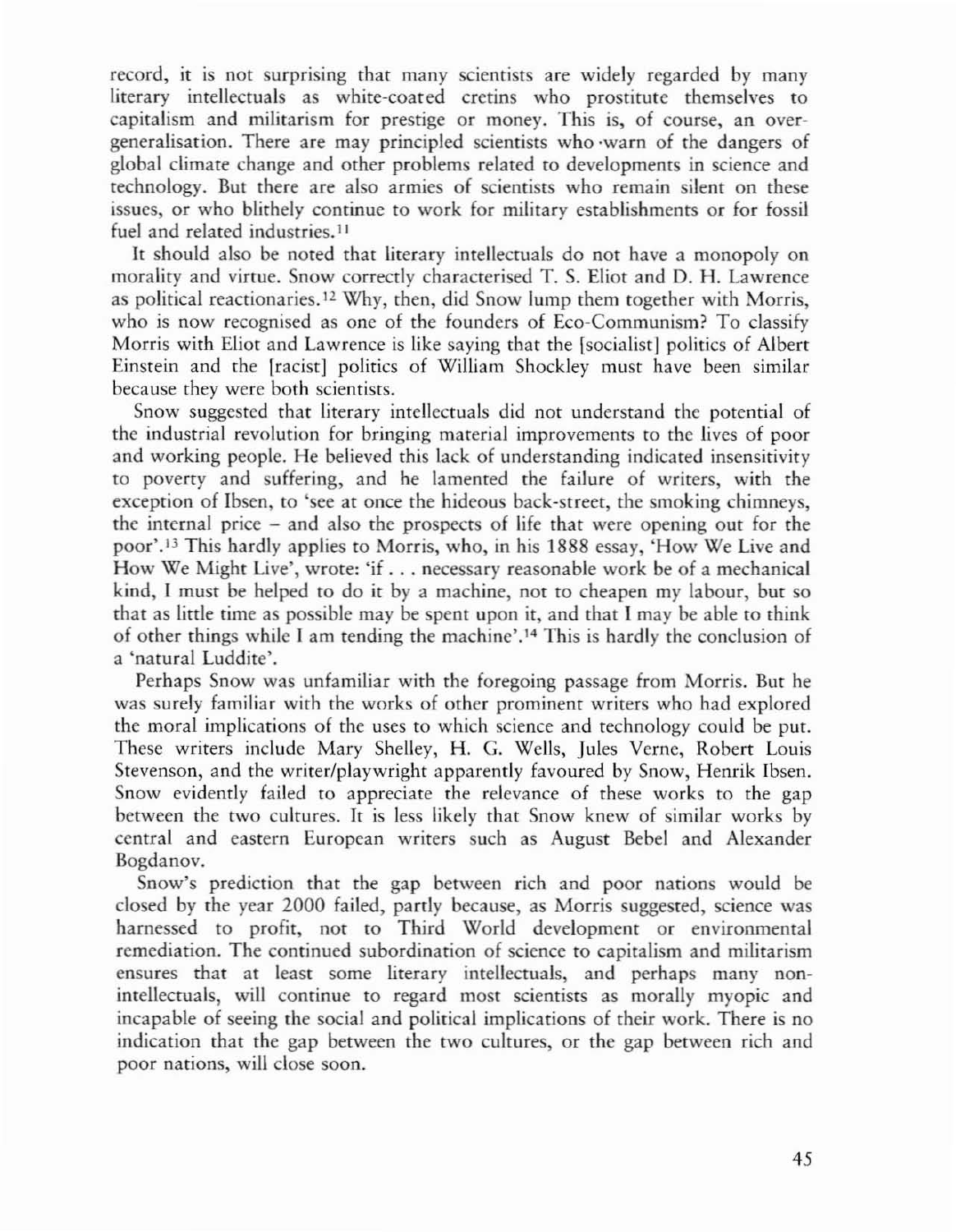record, it is not surprising that many scientists are widely regarded by many literary intellectuals as white-coated cretins who prostitute themselves to capitalism and militarism for prestige or money. This is, of course, an over-generalisation. There are may principled scientists who warn of the dangers of global climate change and other problems related to developments in science and technology. But there are also armies of scientists who remain silent on these issues, or who blithely continue to work for military establishments or for fossil fuel and related industries.[11]

It should also be noted that literary intellectuals do not have a monopoly on morality and virtue. Snow correctly characterised T. S. Eliot and D. H. Lawrence as political reactionaries.[12] Why, then, did Snow lump them together with Morris, who is now recognised as one of the founders of Eco-Communism? To classify Morris with Eliot and Lawrence is like saying that the [socialist] politics of Albert Einstein and the [racist] politics of William Shockley must have been similar because they were both scientists.

Snow suggested that literary intellectuals did not understand the potential of the industrial revolution for bringing material improvements to the lives of poor and working people. He believed this lack of understanding indicated insensitivity to poverty and suffering, and he lamented the failure of writers, with the exception of Ibsen, to 'see at once the hideous back-street, the smoking chimneys, the internal price – and also the prospects of life that were opening out for the poor'.[13] This hardly applies to Morris, who, in his 1888 essay, 'How We Live and How We Might Live', wrote: 'if . . . necessary reasonable work be of a mechanical kind, I must be helped to do it by a machine, not to cheapen my labour, but so that as little time as possible may be spent upon it, and that I may be able to think of other things while I am tending the machine'.[14] This is hardly the conclusion of a 'natural Luddite'.

Perhaps Snow was unfamiliar with the foregoing passage from Morris. But he was surely familiar with the works of other prominent writers who had explored the moral implications of the uses to which science and technology could be put. These writers include Mary Shelley, H. G. Wells, Jules Verne, Robert Louis Stevenson, and the writer/playwright apparently favoured by Snow, Henrik Ibsen. Snow evidently failed to appreciate the relevance of these works to the gap between the two cultures. It is less likely that Snow knew of similar works by central and eastern European writers such as August Bebel and Alexander Bogdanov.

Snow's prediction that the gap between rich and poor nations would be closed by the year 2000 failed, partly because, as Morris suggested, science was harnessed to profit, not to Third World development or environmental remediation. The continued subordination of science to capitalism and militarism ensures that at least some literary intellectuals, and perhaps many non-intellectuals, will continue to regard most scientists as morally myopic and incapable of seeing the social and political implications of their work. There is no indication that the gap between the two cultures, or the gap between rich and poor nations, will close soon.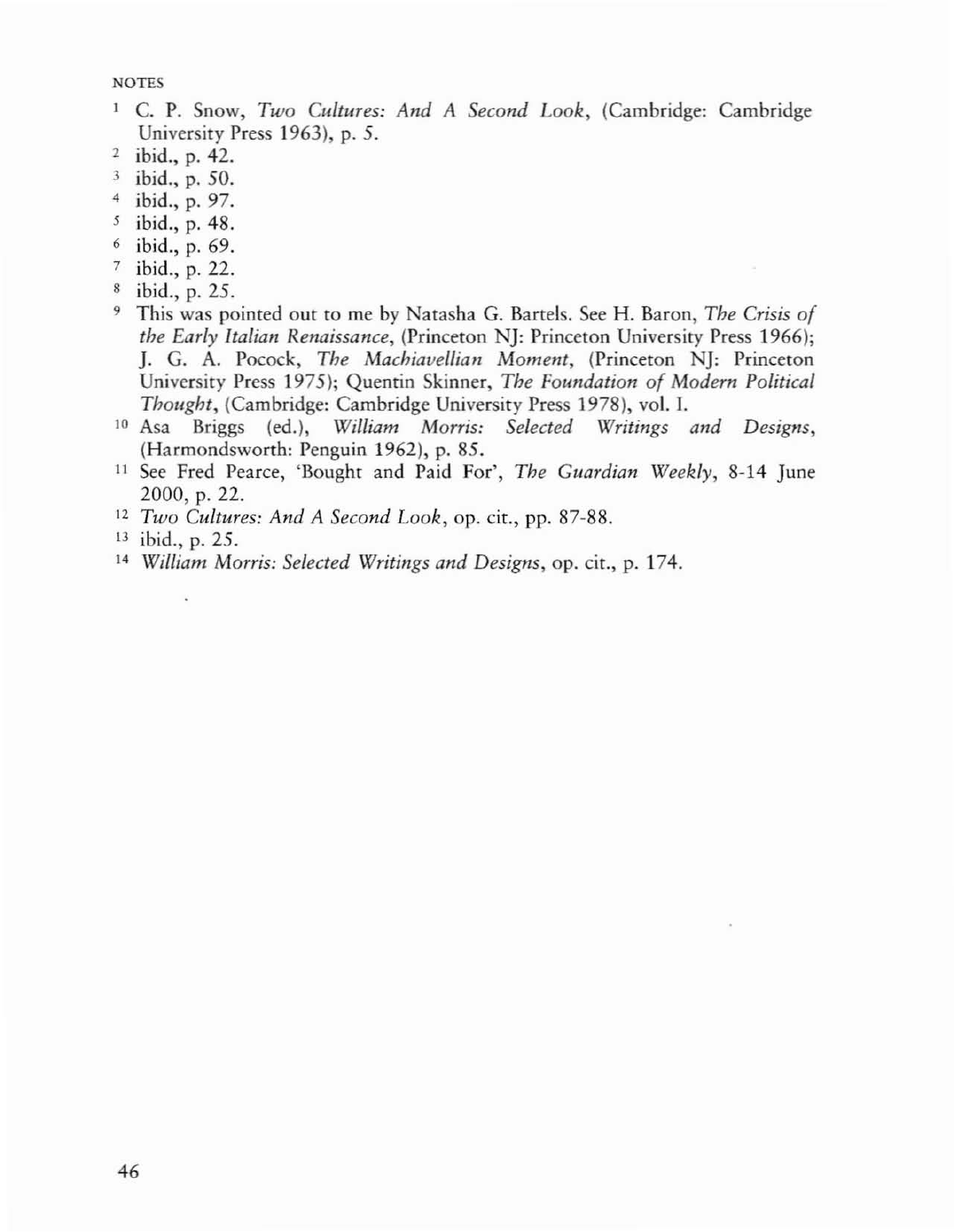NOTES

1. C. P. Snow, *Two Cultures: And A Second Look*, (Cambridge: Cambridge University Press 1963), p. 5.
2. ibid., p. 42.
3. ibid., p. 50.
4. ibid., p. 97.
5. ibid., p. 48.
6. ibid., p. 69.
7. ibid., p. 22.
8. ibid., p. 25.
9. This was pointed out to me by Natasha G. Bartels. See H. Baron, *The Crisis of the Early Italian Renaissance*, (Princeton NJ: Princeton University Press 1966); J. G. A. Pocock, *The Machiavellian Moment*, (Princeton NJ: Princeton University Press 1975); Quentin Skinner, *The Foundation of Modern Political Thought*, (Cambridge: Cambridge University Press 1978), vol. I.
10. Asa Briggs (ed.), *William Morris: Selected Writings and Designs*, (Harmondsworth: Penguin 1962), p. 85.
11. See Fred Pearce, 'Bought and Paid For', *The Guardian Weekly*, 8-14 June 2000, p. 22.
12. *Two Cultures: And A Second Look*, op. cit., pp. 87-88.
13. ibid., p. 25.
14. *William Morris: Selected Writings and Designs*, op. cit., p. 174.